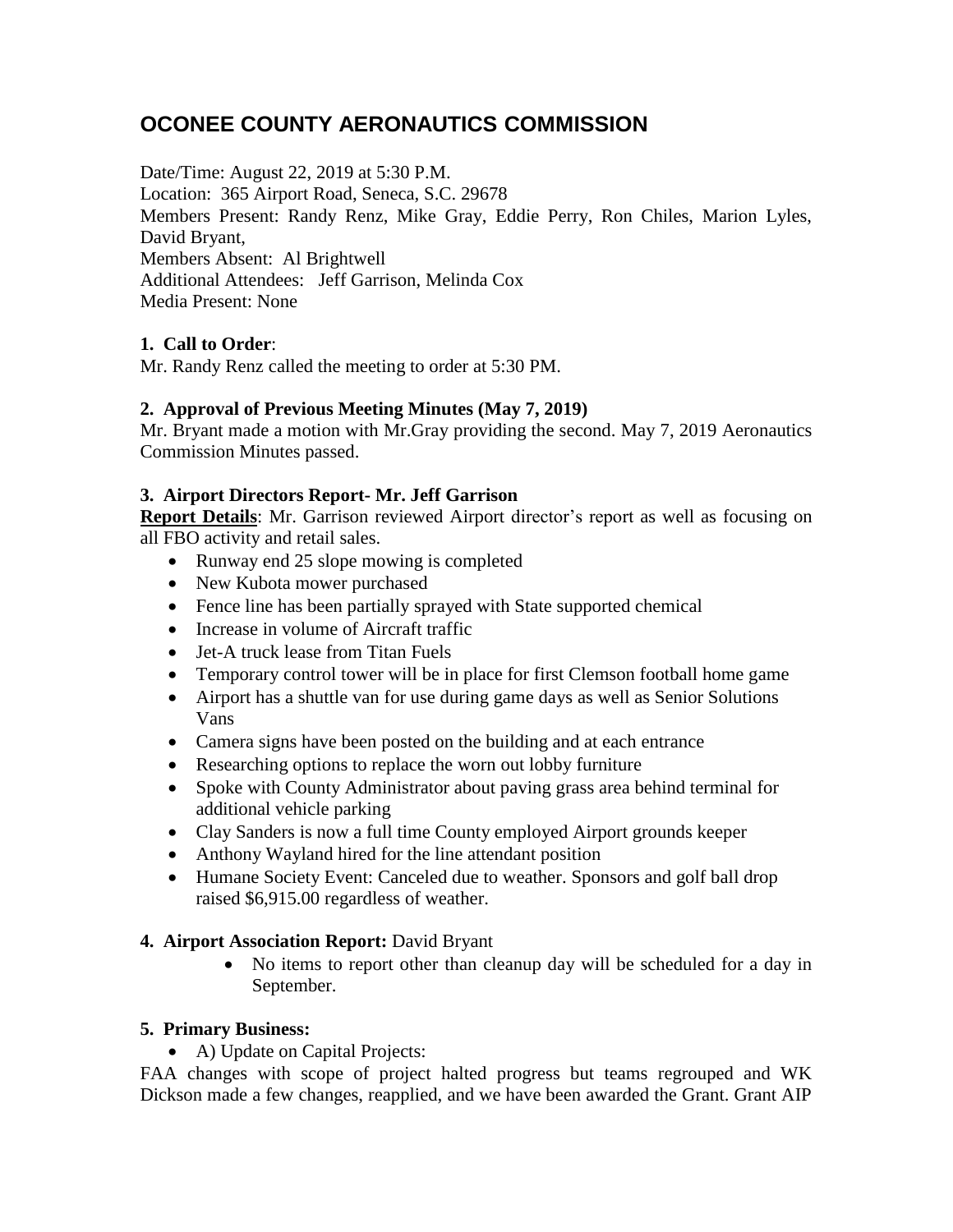# OCONEE COUNTY AERONAUTICS COMMISSION

Date/Time: August 22, 2019 at 5:30 P.M.
Location: 365 Airport Road, Seneca, S.C. 29678
Members Present: Randy Renz, Mike Gray, Eddie Perry, Ron Chiles, Marion Lyles, David Bryant,
Members Absent: Al Brightwell
Additional Attendees: Jeff Garrison, Melinda Cox
Media Present: None

**1. Call to Order**:
Mr. Randy Renz called the meeting to order at 5:30 PM.

**2. Approval of Previous Meeting Minutes (May 7, 2019)**
Mr. Bryant made a motion with Mr.Gray providing the second. May 7, 2019 Aeronautics Commission Minutes passed.

**3. Airport Directors Report- Mr. Jeff Garrison**
**Report Details**: Mr. Garrison reviewed Airport director's report as well as focusing on all FBO activity and retail sales.

- Runway end 25 slope mowing is completed
- New Kubota mower purchased
- Fence line has been partially sprayed with State supported chemical
- Increase in volume of Aircraft traffic
- Jet-A truck lease from Titan Fuels
- Temporary control tower will be in place for first Clemson football home game
- Airport has a shuttle van for use during game days as well as Senior Solutions Vans
- Camera signs have been posted on the building and at each entrance
- Researching options to replace the worn out lobby furniture
- Spoke with County Administrator about paving grass area behind terminal for additional vehicle parking
- Clay Sanders is now a full time County employed Airport grounds keeper
- Anthony Wayland hired for the line attendant position
- Humane Society Event: Canceled due to weather. Sponsors and golf ball drop raised $6,915.00 regardless of weather.

**4. Airport Association Report:** David Bryant

- No items to report other than cleanup day will be scheduled for a day in September.

**5. Primary Business:**

- A) Update on Capital Projects:

FAA changes with scope of project halted progress but teams regrouped and WK Dickson made a few changes, reapplied, and we have been awarded the Grant. Grant AIP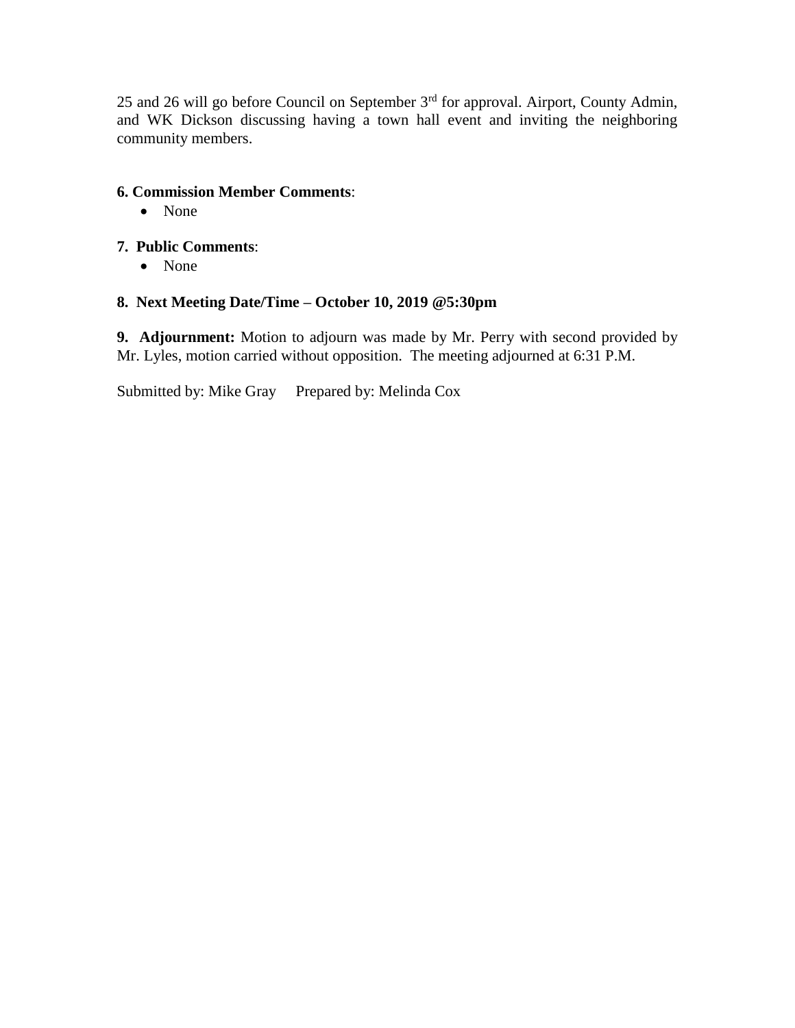25 and 26 will go before Council on September 3rd for approval. Airport, County Admin, and WK Dickson discussing having a town hall event and inviting the neighboring community members.

**6. Commission Member Comments**:

- None

**7. Public Comments**:

- None

**8. Next Meeting Date/Time – October 10, 2019 @5:30pm**

**9. Adjournment:** Motion to adjourn was made by Mr. Perry with second provided by Mr. Lyles, motion carried without opposition. The meeting adjourned at 6:31 P.M.

Submitted by: Mike Gray Prepared by: Melinda Cox